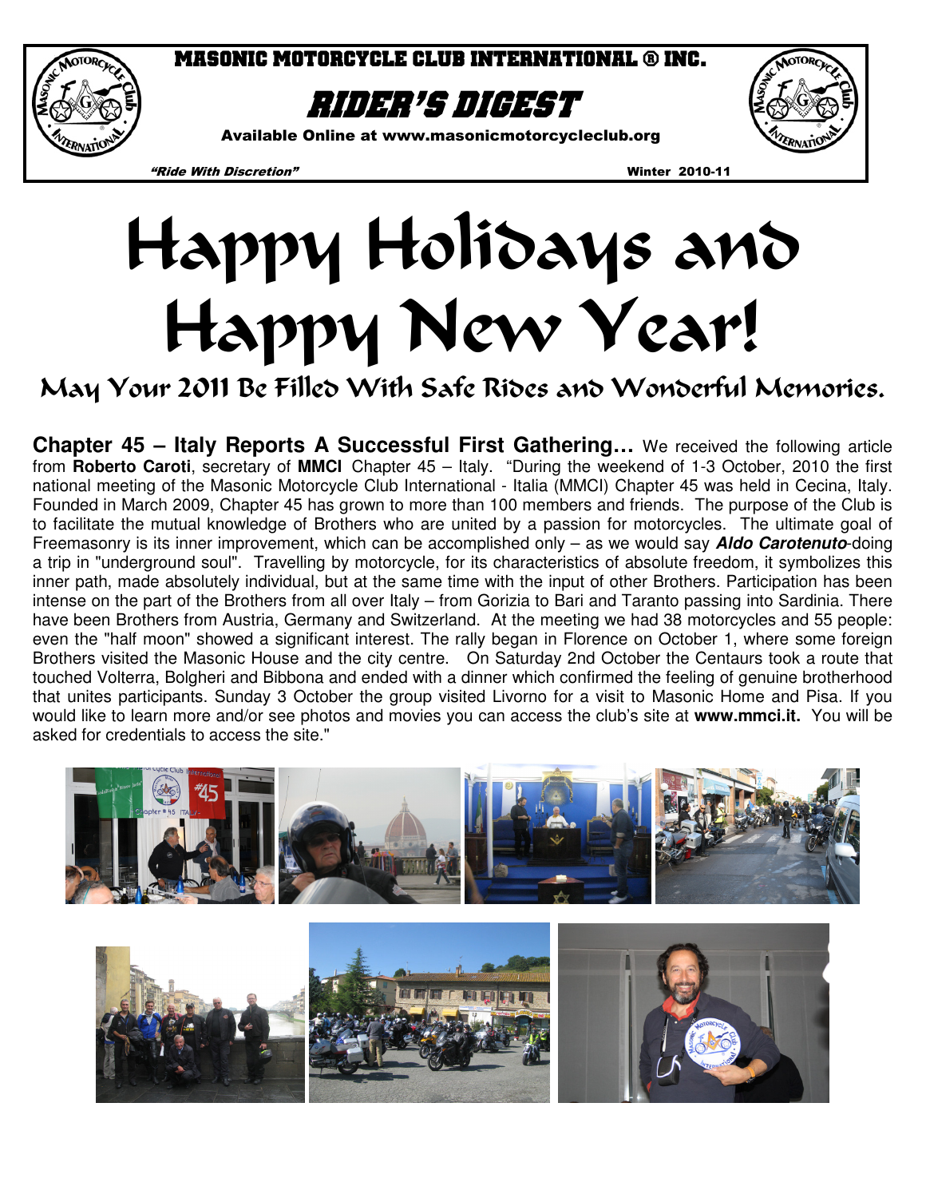# MASONIC MOTORCYCLE CLUB INTERNATIONAL ® INC.

## RIDER'S DIGEST

**Available Online at www.masonicmotorcycleclub.org**

*"Ride With Discretion"* Winter 2010-11

# Happy Holidays and Happy New Year!

## May Your 2011 Be Filled With Safe Rides and Wonderful Memories.

**Chapter 45 – Italy Reports A Successful First Gathering…** We received the following article from **Roberto Caroti**, secretary of **MMCI** Chapter 45 – Italy. "During the weekend of 1-3 October, 2010 the first national meeting of the Masonic Motorcycle Club International - Italia (MMCI) Chapter 45 was held in Cecina, Italy. Founded in March 2009, Chapter 45 has grown to more than 100 members and friends. The purpose of the Club is to facilitate the mutual knowledge of Brothers who are united by a passion for motorcycles. The ultimate goal of Freemasonry is its inner improvement, which can be accomplished only – as we would say ***Aldo Carotenuto***-doing a trip in "underground soul". Travelling by motorcycle, for its characteristics of absolute freedom, it symbolizes this inner path, made absolutely individual, but at the same time with the input of other Brothers. Participation has been intense on the part of the Brothers from all over Italy – from Gorizia to Bari and Taranto passing into Sardinia. There have been Brothers from Austria, Germany and Switzerland. At the meeting we had 38 motorcycles and 55 people: even the "half moon" showed a significant interest. The rally began in Florence on October 1, where some foreign Brothers visited the Masonic House and the city centre. On Saturday 2nd October the Centaurs took a route that touched Volterra, Bolgheri and Bibbona and ended with a dinner which confirmed the feeling of genuine brotherhood that unites participants. Sunday 3 October the group visited Livorno for a visit to Masonic Home and Pisa. If you would like to learn more and/or see photos and movies you can access the club's site at **www.mmci.it.** You will be asked for credentials to access the site."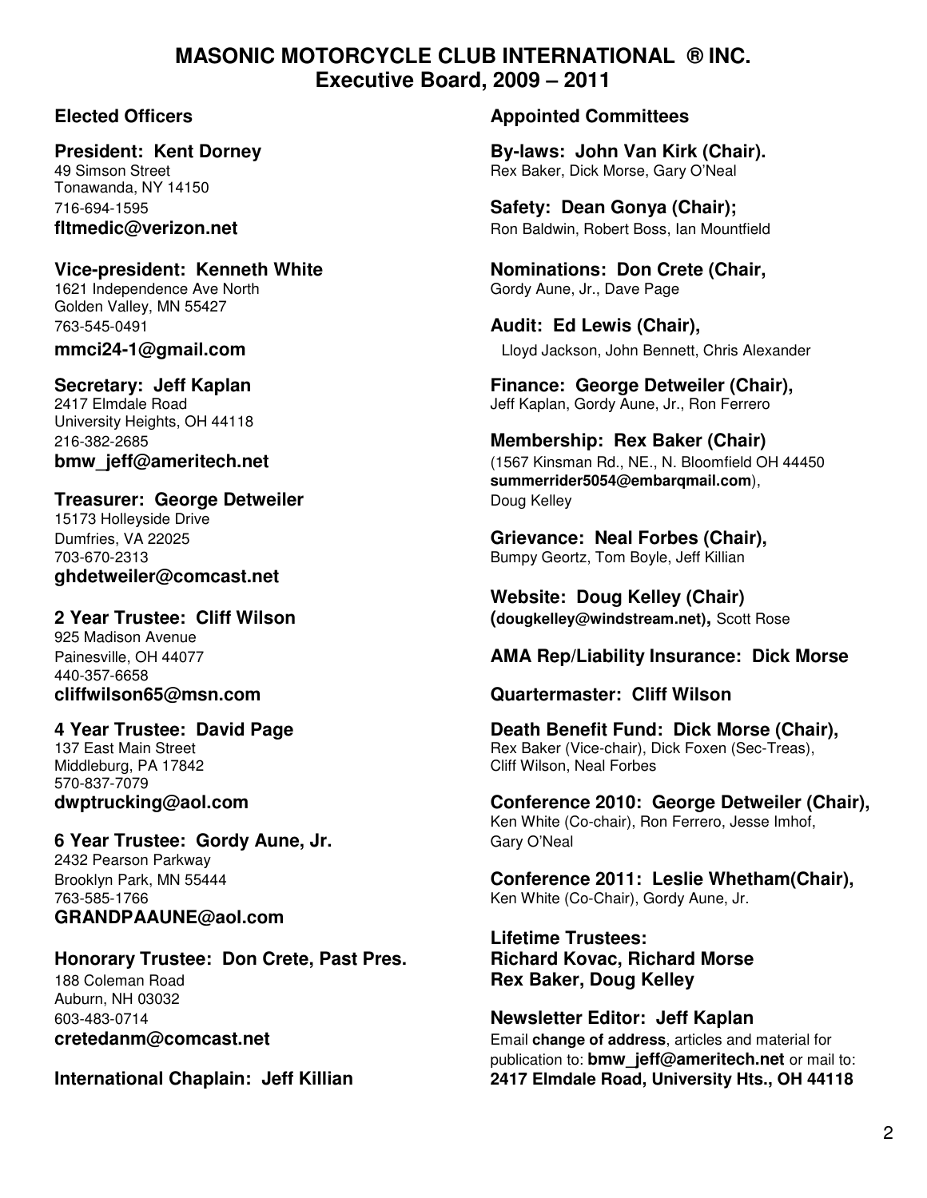# MASONIC MOTORCYCLE CLUB INTERNATIONAL ® INC.
## Executive Board, 2009 – 2011

### Elected Officers

**President: Kent Dorney**
49 Simson Street
Tonawanda, NY 14150
716-694-1595
**fltmedic@verizon.net**

**Vice-president: Kenneth White**
1621 Independence Ave North
Golden Valley, MN 55427
763-545-0491
**mmci24-1@gmail.com**

**Secretary: Jeff Kaplan**
2417 Elmdale Road
University Heights, OH 44118
216-382-2685
**bmw_jeff@ameritech.net**

**Treasurer: George Detweiler**
15173 Holleyside Drive
Dumfries, VA 22025
703-670-2313
**ghdetweiler@comcast.net**

**2 Year Trustee: Cliff Wilson**
925 Madison Avenue
Painesville, OH 44077
440-357-6658
**cliffwilson65@msn.com**

**4 Year Trustee: David Page**
137 East Main Street
Middleburg, PA 17842
570-837-7079
**dwptrucking@aol.com**

**6 Year Trustee: Gordy Aune, Jr.**
2432 Pearson Parkway
Brooklyn Park, MN 55444
763-585-1766
**GRANDPAAUNE@aol.com**

**Honorary Trustee: Don Crete, Past Pres.**
188 Coleman Road
Auburn, NH 03032
603-483-0714
**cretedanm@comcast.net**

**International Chaplain: Jeff Killian**

### Appointed Committees

**By-laws: John Van Kirk (Chair).**
Rex Baker, Dick Morse, Gary O'Neal

**Safety: Dean Gonya (Chair);**
Ron Baldwin, Robert Boss, Ian Mountfield

**Nominations: Don Crete (Chair,**
Gordy Aune, Jr., Dave Page

**Audit: Ed Lewis (Chair),**
Lloyd Jackson, John Bennett, Chris Alexander

**Finance: George Detweiler (Chair),**
Jeff Kaplan, Gordy Aune, Jr., Ron Ferrero

**Membership: Rex Baker (Chair)**
(1567 Kinsman Rd., NE., N. Bloomfield OH 44450
**summerrider5054@embarqmail.com**),
Doug Kelley

**Grievance: Neal Forbes (Chair),**
Bumpy Geortz, Tom Boyle, Jeff Killian

**Website: Doug Kelley (Chair)**
**(dougkelley@windstream.net),** Scott Rose

**AMA Rep/Liability Insurance: Dick Morse**

**Quartermaster: Cliff Wilson**

**Death Benefit Fund: Dick Morse (Chair),**
Rex Baker (Vice-chair), Dick Foxen (Sec-Treas),
Cliff Wilson, Neal Forbes

**Conference 2010: George Detweiler (Chair),**
Ken White (Co-chair), Ron Ferrero, Jesse Imhof,
Gary O'Neal

**Conference 2011: Leslie Whetham(Chair),**
Ken White (Co-Chair), Gordy Aune, Jr.

**Lifetime Trustees:**
**Richard Kovac, Richard Morse**
**Rex Baker, Doug Kelley**

**Newsletter Editor: Jeff Kaplan**
Email **change of address**, articles and material for publication to: **bmw_jeff@ameritech.net** or mail to:
**2417 Elmdale Road, University Hts., OH 44118**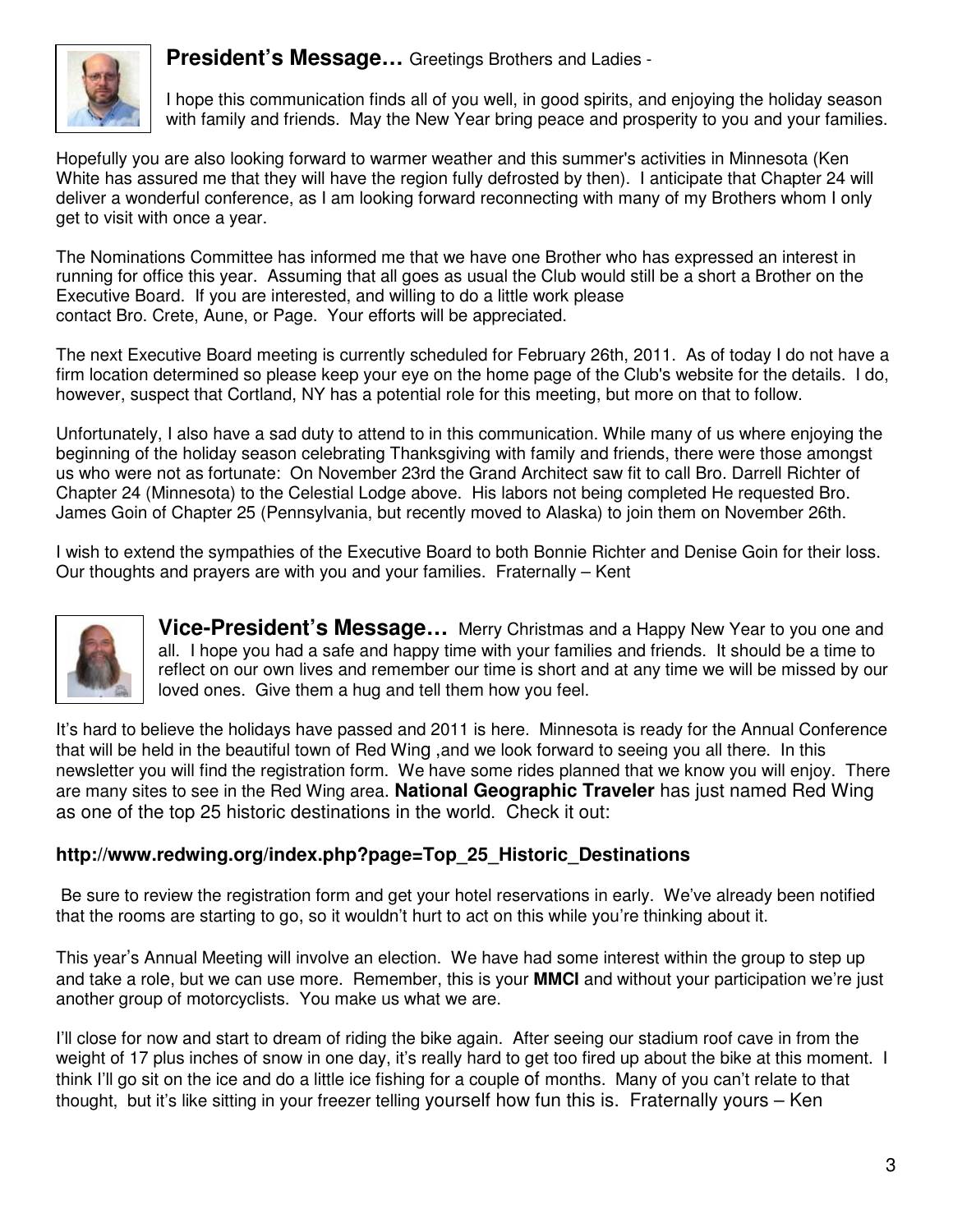## President's Message… Greetings Brothers and Ladies -

I hope this communication finds all of you well, in good spirits, and enjoying the holiday season with family and friends. May the New Year bring peace and prosperity to you and your families.

Hopefully you are also looking forward to warmer weather and this summer's activities in Minnesota (Ken White has assured me that they will have the region fully defrosted by then). I anticipate that Chapter 24 will deliver a wonderful conference, as I am looking forward reconnecting with many of my Brothers whom I only get to visit with once a year.

The Nominations Committee has informed me that we have one Brother who has expressed an interest in running for office this year. Assuming that all goes as usual the Club would still be a short a Brother on the Executive Board. If you are interested, and willing to do a little work please contact Bro. Crete, Aune, or Page. Your efforts will be appreciated.

The next Executive Board meeting is currently scheduled for February 26th, 2011. As of today I do not have a firm location determined so please keep your eye on the home page of the Club's website for the details. I do, however, suspect that Cortland, NY has a potential role for this meeting, but more on that to follow.

Unfortunately, I also have a sad duty to attend to in this communication. While many of us where enjoying the beginning of the holiday season celebrating Thanksgiving with family and friends, there were those amongst us who were not as fortunate: On November 23rd the Grand Architect saw fit to call Bro. Darrell Richter of Chapter 24 (Minnesota) to the Celestial Lodge above. His labors not being completed He requested Bro. James Goin of Chapter 25 (Pennsylvania, but recently moved to Alaska) to join them on November 26th.

I wish to extend the sympathies of the Executive Board to both Bonnie Richter and Denise Goin for their loss. Our thoughts and prayers are with you and your families. Fraternally – Kent

## Vice-President's Message… Merry Christmas and a Happy New Year to you one and all.

I hope you had a safe and happy time with your families and friends. It should be a time to reflect on our own lives and remember our time is short and at any time we will be missed by our loved ones. Give them a hug and tell them how you feel.

It's hard to believe the holidays have passed and 2011 is here. Minnesota is ready for the Annual Conference that will be held in the beautiful town of Red Wing ,and we look forward to seeing you all there. In this newsletter you will find the registration form. We have some rides planned that we know you will enjoy. There are many sites to see in the Red Wing area. **National Geographic Traveler** has just named Red Wing as one of the top 25 historic destinations in the world. Check it out:

**http://www.redwing.org/index.php?page=Top_25_Historic_Destinations**

Be sure to review the registration form and get your hotel reservations in early. We've already been notified that the rooms are starting to go, so it wouldn't hurt to act on this while you're thinking about it.

This year's Annual Meeting will involve an election. We have had some interest within the group to step up and take a role, but we can use more. Remember, this is your **MMCI** and without your participation we're just another group of motorcyclists. You make us what we are.

I'll close for now and start to dream of riding the bike again. After seeing our stadium roof cave in from the weight of 17 plus inches of snow in one day, it's really hard to get too fired up about the bike at this moment. I think I'll go sit on the ice and do a little ice fishing for a couple of months. Many of you can't relate to that thought, but it's like sitting in your freezer telling yourself how fun this is. Fraternally yours – Ken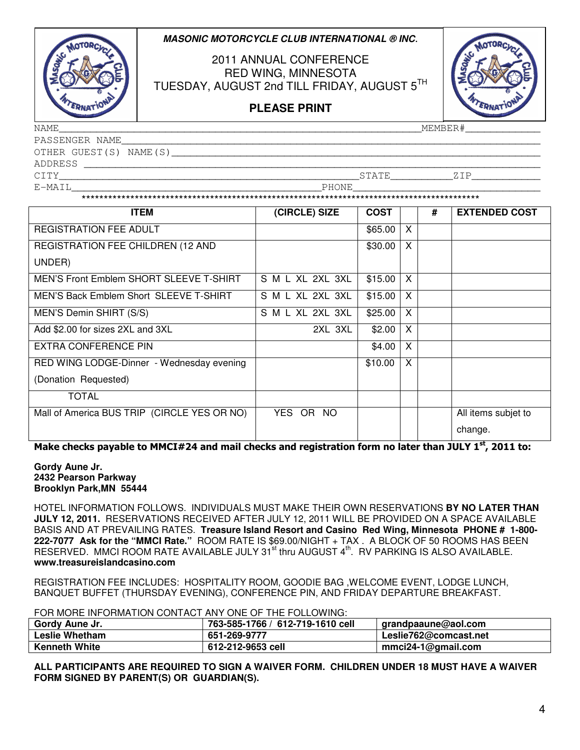***MASONIC MOTORCYCLE CLUB INTERNATIONAL ® INC.***

2011 ANNUAL CONFERENCE
RED WING, MINNESOTA
TUESDAY, AUGUST 2nd TILL FRIDAY, AUGUST 5TH

**PLEASE PRINT**

NAME_______________________________________________________________MEMBER#____________

PASSENGER NAME______________________________________________________________________

OTHER GUEST(S) NAME(S)______________________________________________________________

ADDRESS ____________________________________________________________________________

CITY____________________________________________________STATE__________ZIP___________

E-MAIL__________________________________________PHONE____________________________

*************************************************************************************

| ITEM | (CIRCLE) SIZE | COST | | # | EXTENDED COST |
|---|---|---|---|---|---|
| REGISTRATION FEE ADULT | | $65.00 | X | | |
| REGISTRATION FEE CHILDREN (12 AND UNDER) | | $30.00 | X | | |
| MEN'S Front Emblem SHORT SLEEVE T-SHIRT | S M L XL 2XL 3XL | $15.00 | X | | |
| MEN'S Back Emblem Short SLEEVE T-SHIRT | S M L XL 2XL 3XL | $15.00 | X | | |
| MEN'S Demin SHIRT (S/S) | S M L XL 2XL 3XL | $25.00 | X | | |
| Add $2.00 for sizes 2XL and 3XL | 2XL 3XL | $2.00 | X | | |
| EXTRA CONFERENCE PIN | | $4.00 | X | | |
| RED WING LODGE-Dinner - Wednesday evening (Donation Requested) | | $10.00 | X | | |
| TOTAL | | | | | |
| Mall of America BUS TRIP (CIRCLE YES OR NO) | YES OR NO | | | | All items subjet to change. |

**Make checks payable to MMCI#24 and mail checks and registration form no later than JULY 1st, 2011 to:**

**Gordy Aune Jr.**
**2432 Pearson Parkway**
**Brooklyn Park,MN 55444**

HOTEL INFORMATION FOLLOWS. INDIVIDUALS MUST MAKE THEIR OWN RESERVATIONS **BY NO LATER THAN JULY 12, 2011.** RESERVATIONS RECEIVED AFTER JULY 12, 2011 WILL BE PROVIDED ON A SPACE AVAILABLE BASIS AND AT PREVAILING RATES. **Treasure Island Resort and Casino Red Wing, Minnesota PHONE # 1-800-222-7077 Ask for the "MMCI Rate."** ROOM RATE IS $69.00/NIGHT + TAX . A BLOCK OF 50 ROOMS HAS BEEN RESERVED. MMCI ROOM RATE AVAILABLE JULY 31st thru AUGUST 4th. RV PARKING IS ALSO AVAILABLE. **www.treasureislandcasino.com**

REGISTRATION FEE INCLUDES: HOSPITALITY ROOM, GOODIE BAG ,WELCOME EVENT, LODGE LUNCH, BANQUET BUFFET (THURSDAY EVENING), CONFERENCE PIN, AND FRIDAY DEPARTURE BREAKFAST.

FOR MORE INFORMATION CONTACT ANY ONE OF THE FOLLOWING:

| | | |
|---|---|---|
| **Gordy Aune Jr.** | **763-585-1766 / 612-719-1610 cell** | **grandpaaune@aol.com** |
| **Leslie Whetham** | **651-269-9777** | **Leslie762@comcast.net** |
| **Kenneth White** | **612-212-9653 cell** | **mmci24-1@gmail.com** |

**ALL PARTICIPANTS ARE REQUIRED TO SIGN A WAIVER FORM. CHILDREN UNDER 18 MUST HAVE A WAIVER FORM SIGNED BY PARENT(S) OR GUARDIAN(S).**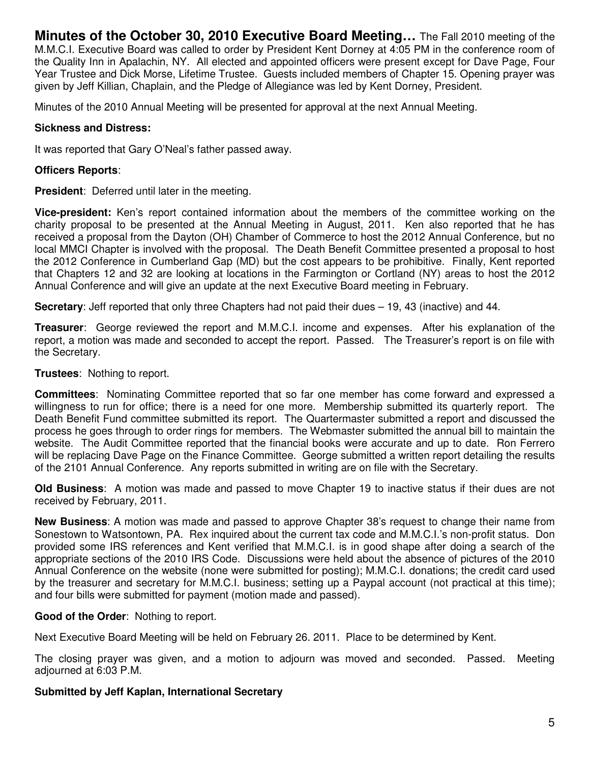**Minutes of the October 30, 2010 Executive Board Meeting…** The Fall 2010 meeting of the M.M.C.I. Executive Board was called to order by President Kent Dorney at 4:05 PM in the conference room of the Quality Inn in Apalachin, NY. All elected and appointed officers were present except for Dave Page, Four Year Trustee and Dick Morse, Lifetime Trustee. Guests included members of Chapter 15. Opening prayer was given by Jeff Killian, Chaplain, and the Pledge of Allegiance was led by Kent Dorney, President.

Minutes of the 2010 Annual Meeting will be presented for approval at the next Annual Meeting.

**Sickness and Distress:**

It was reported that Gary O'Neal's father passed away.

**Officers Reports**:

**President**: Deferred until later in the meeting.

**Vice-president:** Ken's report contained information about the members of the committee working on the charity proposal to be presented at the Annual Meeting in August, 2011. Ken also reported that he has received a proposal from the Dayton (OH) Chamber of Commerce to host the 2012 Annual Conference, but no local MMCI Chapter is involved with the proposal. The Death Benefit Committee presented a proposal to host the 2012 Conference in Cumberland Gap (MD) but the cost appears to be prohibitive. Finally, Kent reported that Chapters 12 and 32 are looking at locations in the Farmington or Cortland (NY) areas to host the 2012 Annual Conference and will give an update at the next Executive Board meeting in February.

**Secretary**: Jeff reported that only three Chapters had not paid their dues – 19, 43 (inactive) and 44.

**Treasurer**: George reviewed the report and M.M.C.I. income and expenses. After his explanation of the report, a motion was made and seconded to accept the report. Passed. The Treasurer's report is on file with the Secretary.

**Trustees**: Nothing to report.

**Committees**: Nominating Committee reported that so far one member has come forward and expressed a willingness to run for office; there is a need for one more. Membership submitted its quarterly report. The Death Benefit Fund committee submitted its report. The Quartermaster submitted a report and discussed the process he goes through to order rings for members. The Webmaster submitted the annual bill to maintain the website. The Audit Committee reported that the financial books were accurate and up to date. Ron Ferrero will be replacing Dave Page on the Finance Committee. George submitted a written report detailing the results of the 2101 Annual Conference. Any reports submitted in writing are on file with the Secretary.

**Old Business**: A motion was made and passed to move Chapter 19 to inactive status if their dues are not received by February, 2011.

**New Business**: A motion was made and passed to approve Chapter 38's request to change their name from Sonestown to Watsontown, PA. Rex inquired about the current tax code and M.M.C.I.'s non-profit status. Don provided some IRS references and Kent verified that M.M.C.I. is in good shape after doing a search of the appropriate sections of the 2010 IRS Code. Discussions were held about the absence of pictures of the 2010 Annual Conference on the website (none were submitted for posting); M.M.C.I. donations; the credit card used by the treasurer and secretary for M.M.C.I. business; setting up a Paypal account (not practical at this time); and four bills were submitted for payment (motion made and passed).

**Good of the Order**: Nothing to report.

Next Executive Board Meeting will be held on February 26. 2011. Place to be determined by Kent.

The closing prayer was given, and a motion to adjourn was moved and seconded. Passed. Meeting adjourned at 6:03 P.M.

**Submitted by Jeff Kaplan, International Secretary**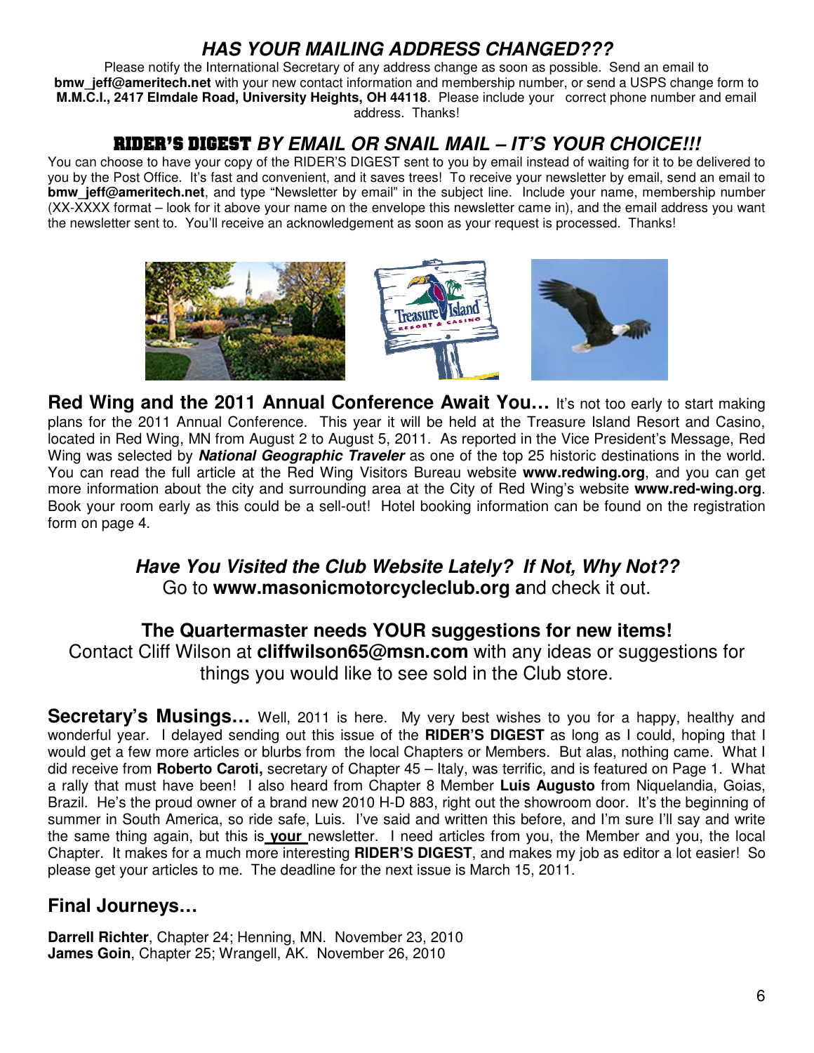## *HAS YOUR MAILING ADDRESS CHANGED???*

Please notify the International Secretary of any address change as soon as possible. Send an email to **bmw_jeff@ameritech.net** with your new contact information and membership number, or send a USPS change form to **M.M.C.I., 2417 Elmdale Road, University Heights, OH 44118**. Please include your correct phone number and email address. Thanks!

## RIDER'S DIGEST *BY EMAIL OR SNAIL MAIL – IT'S YOUR CHOICE!!!*

You can choose to have your copy of the RIDER'S DIGEST sent to you by email instead of waiting for it to be delivered to you by the Post Office. It's fast and convenient, and it saves trees! To receive your newsletter by email, send an email to **bmw_jeff@ameritech.net**, and type "Newsletter by email" in the subject line. Include your name, membership number (XX-XXXX format – look for it above your name on the envelope this newsletter came in), and the email address you want the newsletter sent to. You'll receive an acknowledgement as soon as your request is processed. Thanks!

**Red Wing and the 2011 Annual Conference Await You…** It's not too early to start making plans for the 2011 Annual Conference. This year it will be held at the Treasure Island Resort and Casino, located in Red Wing, MN from August 2 to August 5, 2011. As reported in the Vice President's Message, Red Wing was selected by ***National Geographic Traveler*** as one of the top 25 historic destinations in the world. You can read the full article at the Red Wing Visitors Bureau website **www.redwing.org**, and you can get more information about the city and surrounding area at the City of Red Wing's website **www.red-wing.org**. Book your room early as this could be a sell-out! Hotel booking information can be found on the registration form on page 4.

***Have You Visited the Club Website Lately? If Not, Why Not??***
Go to **www.masonicmotorcycleclub.org a**nd check it out.

**The Quartermaster needs YOUR suggestions for new items!**
Contact Cliff Wilson at **cliffwilson65@msn.com** with any ideas or suggestions for things you would like to see sold in the Club store.

**Secretary's Musings…** Well, 2011 is here. My very best wishes to you for a happy, healthy and wonderful year. I delayed sending out this issue of the **RIDER'S DIGEST** as long as I could, hoping that I would get a few more articles or blurbs from the local Chapters or Members. But alas, nothing came. What I did receive from **Roberto Caroti,** secretary of Chapter 45 – Italy, was terrific, and is featured on Page 1. What a rally that must have been! I also heard from Chapter 8 Member **Luis Augusto** from Niquelandia, Goias, Brazil. He's the proud owner of a brand new 2010 H-D 883, right out the showroom door. It's the beginning of summer in South America, so ride safe, Luis. I've said and written this before, and I'm sure I'll say and write the same thing again, but this is **your** newsletter. I need articles from you, the Member and you, the local Chapter. It makes for a much more interesting **RIDER'S DIGEST**, and makes my job as editor a lot easier! So please get your articles to me. The deadline for the next issue is March 15, 2011.

## Final Journeys…

**Darrell Richter**, Chapter 24; Henning, MN. November 23, 2010
**James Goin**, Chapter 25; Wrangell, AK. November 26, 2010